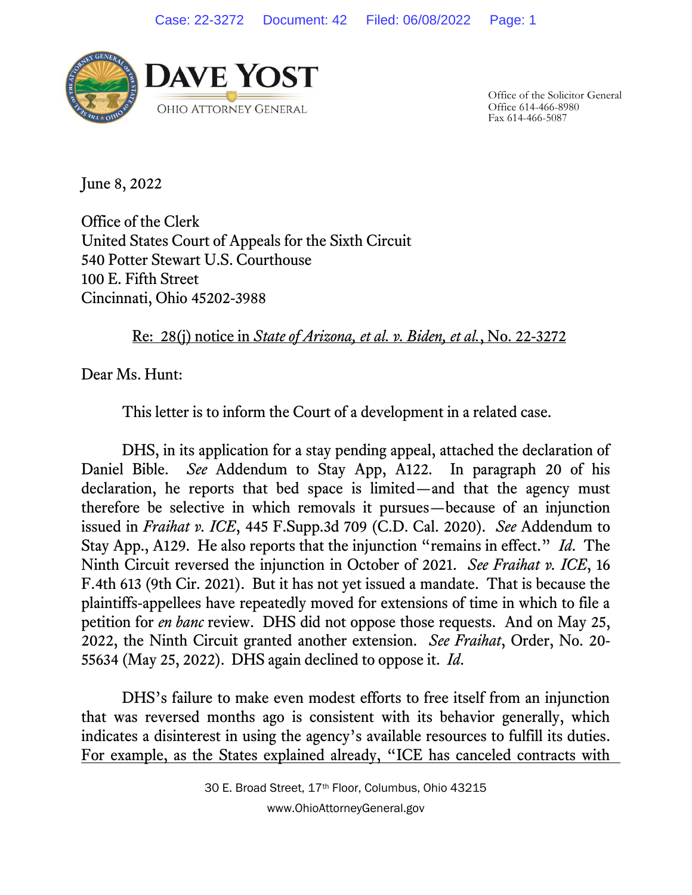DAVE YOST

OHIO ATTORNEY GENERAL

Office of the Solicitor General
Office 614-466-8980
Fax 614-466-5087

June 8, 2022

Office of the Clerk
United States Court of Appeals for the Sixth Circuit
540 Potter Stewart U.S. Courthouse
100 E. Fifth Street
Cincinnati, Ohio 45202-3988

Re: 28(j) notice in *State of Arizona, et al. v. Biden, et al.*, No. 22-3272

Dear Ms. Hunt:

This letter is to inform the Court of a development in a related case.

DHS, in its application for a stay pending appeal, attached the declaration of Daniel Bible. *See* Addendum to Stay App, A122. In paragraph 20 of his declaration, he reports that bed space is limited—and that the agency must therefore be selective in which removals it pursues—because of an injunction issued in *Fraihat v. ICE*, 445 F.Supp.3d 709 (C.D. Cal. 2020). *See* Addendum to Stay App., A129. He also reports that the injunction "remains in effect." *Id.* The Ninth Circuit reversed the injunction in October of 2021. *See Fraihat v. ICE*, 16 F.4th 613 (9th Cir. 2021). But it has not yet issued a mandate. That is because the plaintiffs-appellees have repeatedly moved for extensions of time in which to file a petition for *en banc* review. DHS did not oppose those requests. And on May 25, 2022, the Ninth Circuit granted another extension. *See Fraihat*, Order, No. 20-55634 (May 25, 2022). DHS again declined to oppose it. *Id.*

DHS's failure to make even modest efforts to free itself from an injunction that was reversed months ago is consistent with its behavior generally, which indicates a disinterest in using the agency's available resources to fulfill its duties. For example, as the States explained already, "ICE has canceled contracts with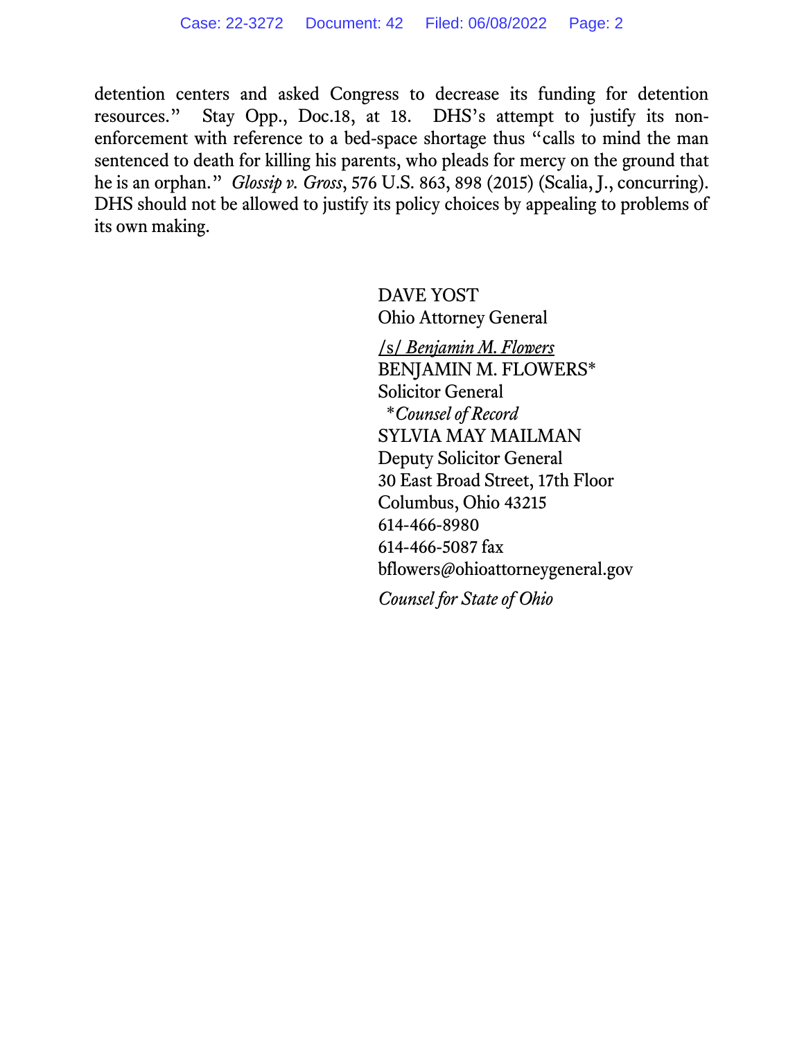detention centers and asked Congress to decrease its funding for detention resources." Stay Opp., Doc.18, at 18. DHS's attempt to justify its non-enforcement with reference to a bed-space shortage thus "calls to mind the man sentenced to death for killing his parents, who pleads for mercy on the ground that he is an orphan." *Glossip v. Gross*, 576 U.S. 863, 898 (2015) (Scalia, J., concurring). DHS should not be allowed to justify its policy choices by appealing to problems of its own making.

DAVE YOST
Ohio Attorney General

*<u>/s/ Benjamin M. Flowers</u>*
BENJAMIN M. FLOWERS*
Solicitor General
*\*Counsel of Record*
SYLVIA MAY MAILMAN
Deputy Solicitor General
30 East Broad Street, 17th Floor
Columbus, Ohio 43215
614-466-8980
614-466-5087 fax
bflowers@ohioattorneygeneral.gov

*Counsel for State of Ohio*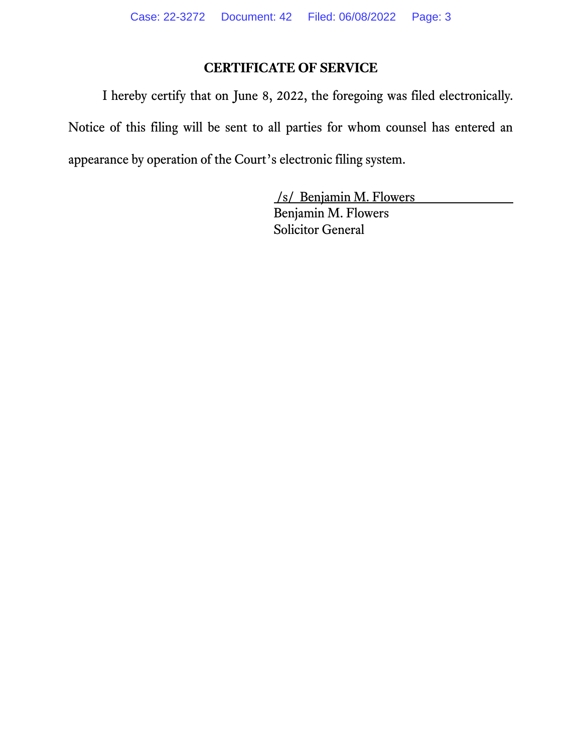## CERTIFICATE OF SERVICE

I hereby certify that on June 8, 2022, the foregoing was filed electronically. Notice of this filing will be sent to all parties for whom counsel has entered an appearance by operation of the Court's electronic filing system.

/s/ Benjamin M. Flowers
Benjamin M. Flowers
Solicitor General